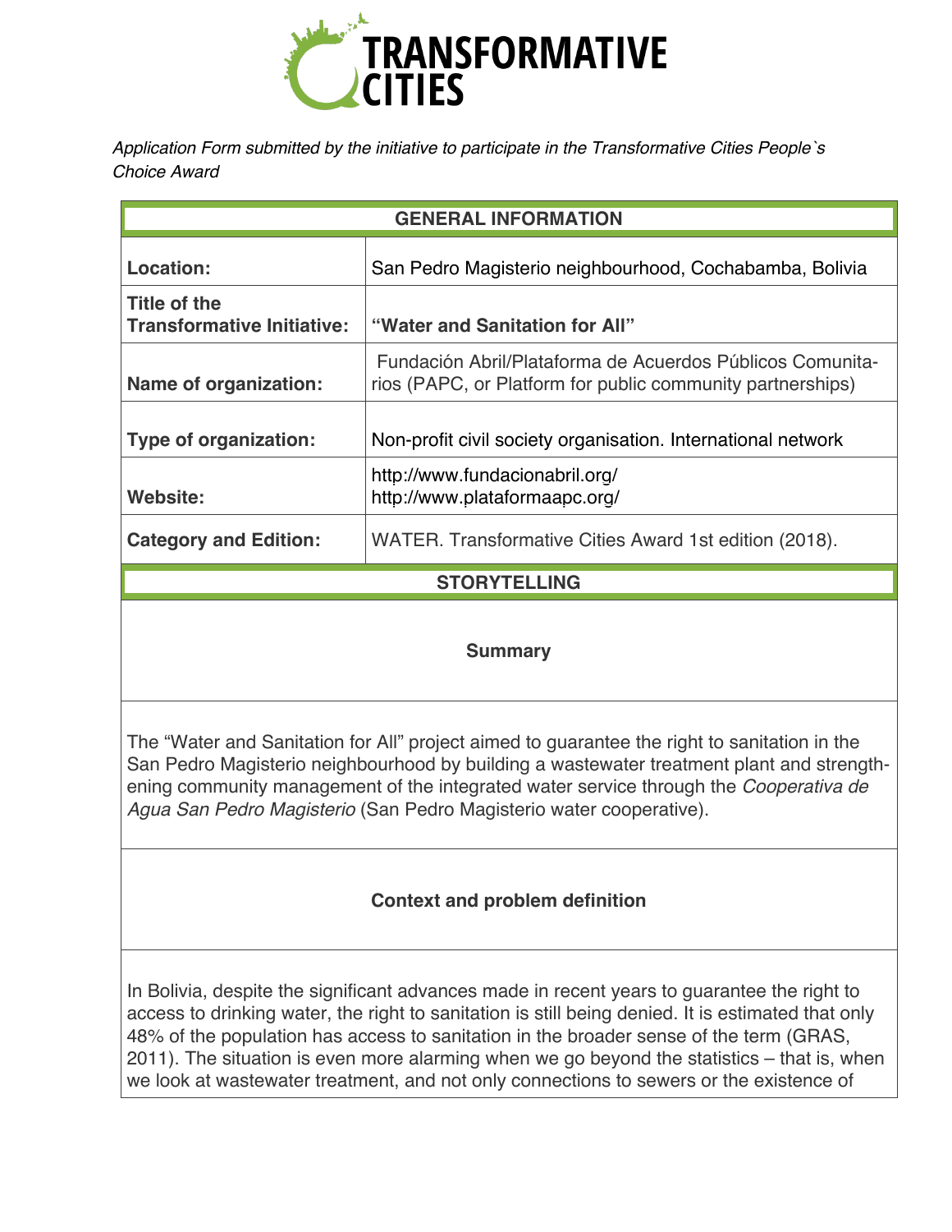# TRANSFORMATIVE CITIES

*Application Form submitted by the initiative to participate in the Transformative Cities People`s Choice Award*

| GENERAL INFORMATION | |
|---|---|
| **Location:** | San Pedro Magisterio neighbourhood, Cochabamba, Bolivia |
| **Title of the Transformative Initiative:** | **"Water and Sanitation for All"** |
| **Name of organization:** | Fundación Abril/Plataforma de Acuerdos Públicos Comunitarios (PAPC, or Platform for public community partnerships) |
| **Type of organization:** | Non-profit civil society organisation. International network |
| **Website:** | http://www.fundacionabril.org/<br>http://www.plataformaapc.org/ |
| **Category and Edition:** | WATER. Transformative Cities Award 1st edition (2018). |

## STORYTELLING

### Summary

The "Water and Sanitation for All" project aimed to guarantee the right to sanitation in the San Pedro Magisterio neighbourhood by building a wastewater treatment plant and strengthening community management of the integrated water service through the *Cooperativa de Agua San Pedro Magisterio* (San Pedro Magisterio water cooperative).

### Context and problem definition

In Bolivia, despite the significant advances made in recent years to guarantee the right to access to drinking water, the right to sanitation is still being denied. It is estimated that only 48% of the population has access to sanitation in the broader sense of the term (GRAS, 2011). The situation is even more alarming when we go beyond the statistics – that is, when we look at wastewater treatment, and not only connections to sewers or the existence of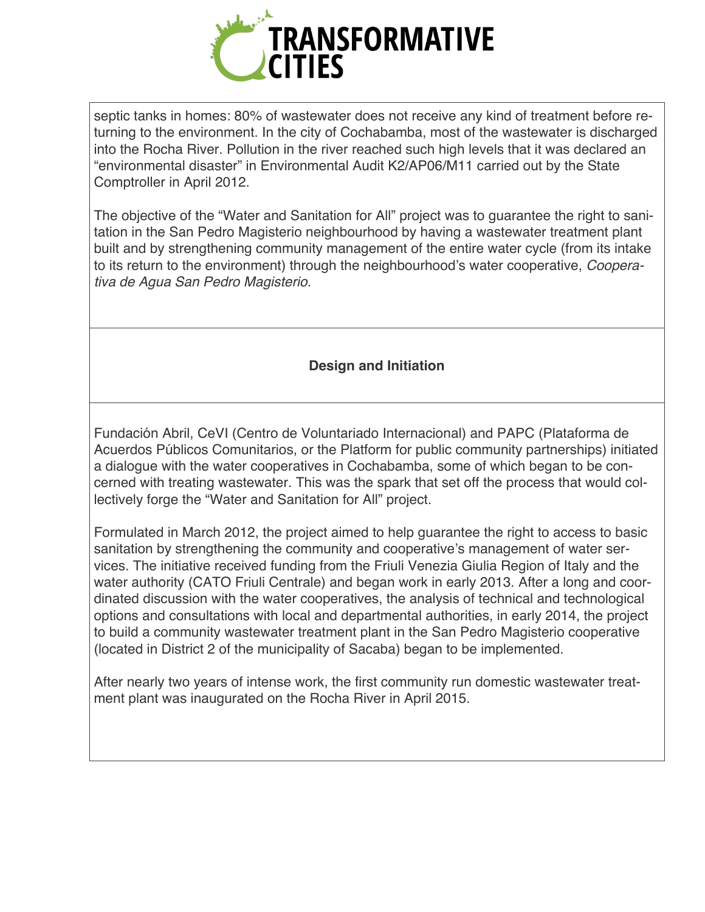septic tanks in homes: 80% of wastewater does not receive any kind of treatment before returning to the environment. In the city of Cochabamba, most of the wastewater is discharged into the Rocha River. Pollution in the river reached such high levels that it was declared an "environmental disaster" in Environmental Audit K2/AP06/M11 carried out by the State Comptroller in April 2012.

The objective of the "Water and Sanitation for All" project was to guarantee the right to sanitation in the San Pedro Magisterio neighbourhood by having a wastewater treatment plant built and by strengthening community management of the entire water cycle (from its intake to its return to the environment) through the neighbourhood's water cooperative, *Cooperativa de Agua San Pedro Magisterio*.

## Design and Initiation

Fundación Abril, CeVI (Centro de Voluntariado Internacional) and PAPC (Plataforma de Acuerdos Públicos Comunitarios, or the Platform for public community partnerships) initiated a dialogue with the water cooperatives in Cochabamba, some of which began to be concerned with treating wastewater. This was the spark that set off the process that would collectively forge the "Water and Sanitation for All" project.

Formulated in March 2012, the project aimed to help guarantee the right to access to basic sanitation by strengthening the community and cooperative's management of water services. The initiative received funding from the Friuli Venezia Giulia Region of Italy and the water authority (CATO Friuli Centrale) and began work in early 2013. After a long and coordinated discussion with the water cooperatives, the analysis of technical and technological options and consultations with local and departmental authorities, in early 2014, the project to build a community wastewater treatment plant in the San Pedro Magisterio cooperative (located in District 2 of the municipality of Sacaba) began to be implemented.

After nearly two years of intense work, the first community run domestic wastewater treatment plant was inaugurated on the Rocha River in April 2015.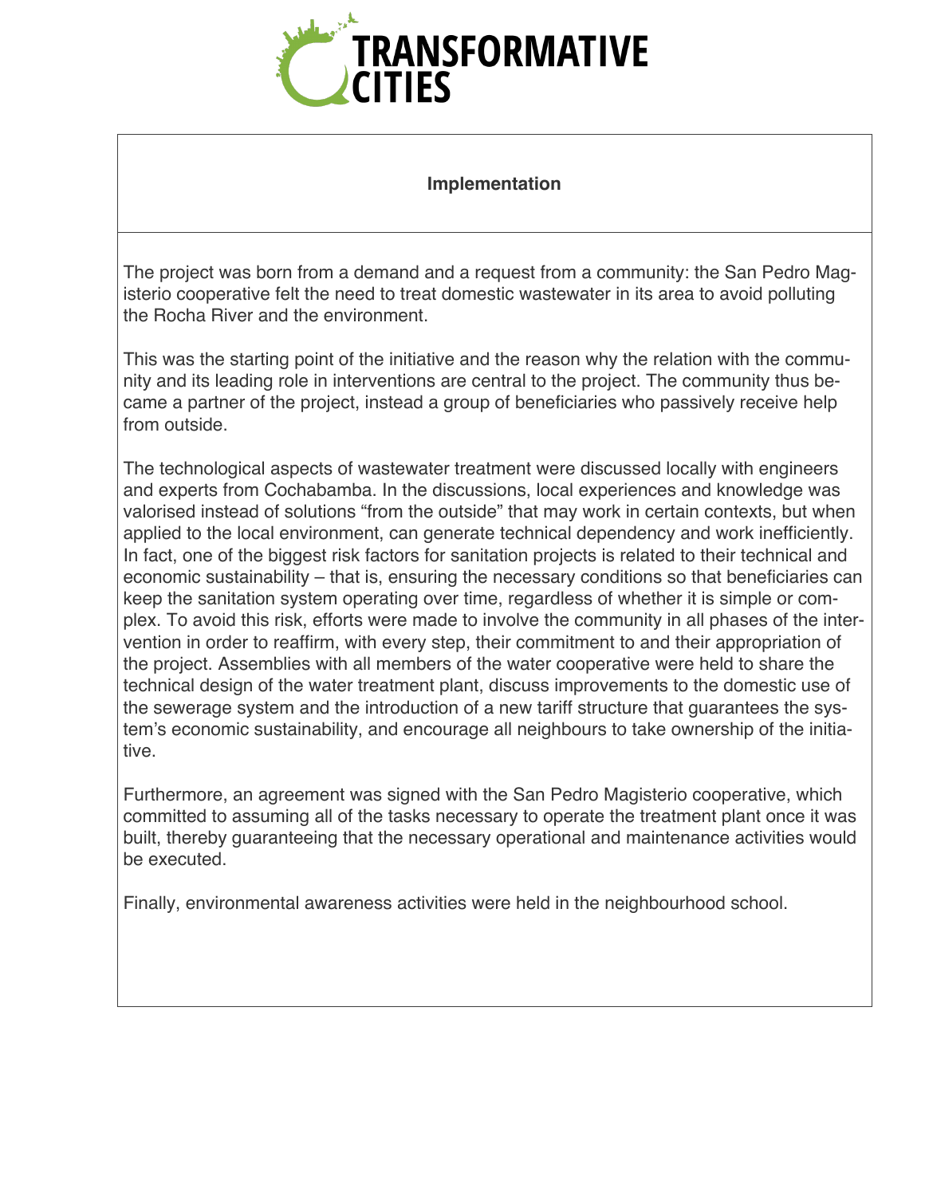## Implementation

The project was born from a demand and a request from a community: the San Pedro Magisterio cooperative felt the need to treat domestic wastewater in its area to avoid polluting the Rocha River and the environment.

This was the starting point of the initiative and the reason why the relation with the community and its leading role in interventions are central to the project. The community thus became a partner of the project, instead a group of beneficiaries who passively receive help from outside.

The technological aspects of wastewater treatment were discussed locally with engineers and experts from Cochabamba. In the discussions, local experiences and knowledge was valorised instead of solutions "from the outside" that may work in certain contexts, but when applied to the local environment, can generate technical dependency and work inefficiently. In fact, one of the biggest risk factors for sanitation projects is related to their technical and economic sustainability – that is, ensuring the necessary conditions so that beneficiaries can keep the sanitation system operating over time, regardless of whether it is simple or complex. To avoid this risk, efforts were made to involve the community in all phases of the intervention in order to reaffirm, with every step, their commitment to and their appropriation of the project. Assemblies with all members of the water cooperative were held to share the technical design of the water treatment plant, discuss improvements to the domestic use of the sewerage system and the introduction of a new tariff structure that guarantees the system's economic sustainability, and encourage all neighbours to take ownership of the initiative.

Furthermore, an agreement was signed with the San Pedro Magisterio cooperative, which committed to assuming all of the tasks necessary to operate the treatment plant once it was built, thereby guaranteeing that the necessary operational and maintenance activities would be executed.

Finally, environmental awareness activities were held in the neighbourhood school.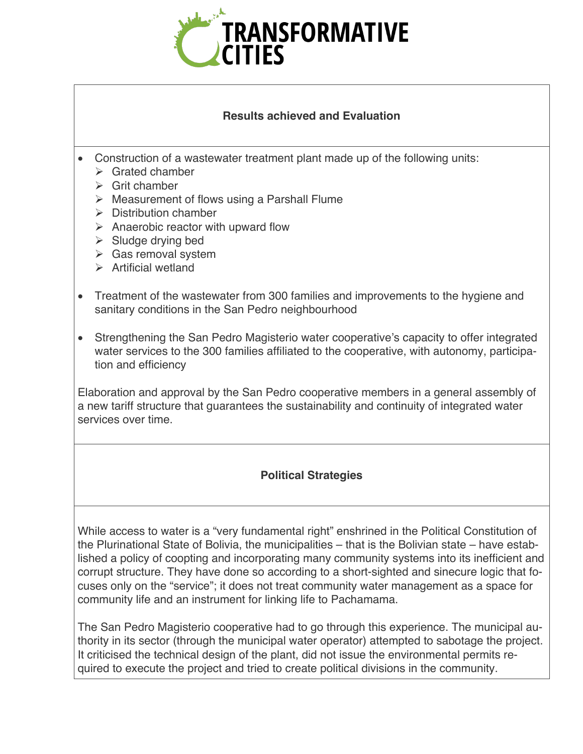## Results achieved and Evaluation

- Construction of a wastewater treatment plant made up of the following units:
  - Grated chamber
  - Grit chamber
  - Measurement of flows using a Parshall Flume
  - Distribution chamber
  - Anaerobic reactor with upward flow
  - Sludge drying bed
  - Gas removal system
  - Artificial wetland
- Treatment of the wastewater from 300 families and improvements to the hygiene and sanitary conditions in the San Pedro neighbourhood
- Strengthening the San Pedro Magisterio water cooperative's capacity to offer integrated water services to the 300 families affiliated to the cooperative, with autonomy, participation and efficiency

Elaboration and approval by the San Pedro cooperative members in a general assembly of a new tariff structure that guarantees the sustainability and continuity of integrated water services over time.

## Political Strategies

While access to water is a "very fundamental right" enshrined in the Political Constitution of the Plurinational State of Bolivia, the municipalities – that is the Bolivian state – have established a policy of coopting and incorporating many community systems into its inefficient and corrupt structure. They have done so according to a short-sighted and sinecure logic that focuses only on the "service"; it does not treat community water management as a space for community life and an instrument for linking life to Pachamama.

The San Pedro Magisterio cooperative had to go through this experience. The municipal authority in its sector (through the municipal water operator) attempted to sabotage the project. It criticised the technical design of the plant, did not issue the environmental permits required to execute the project and tried to create political divisions in the community.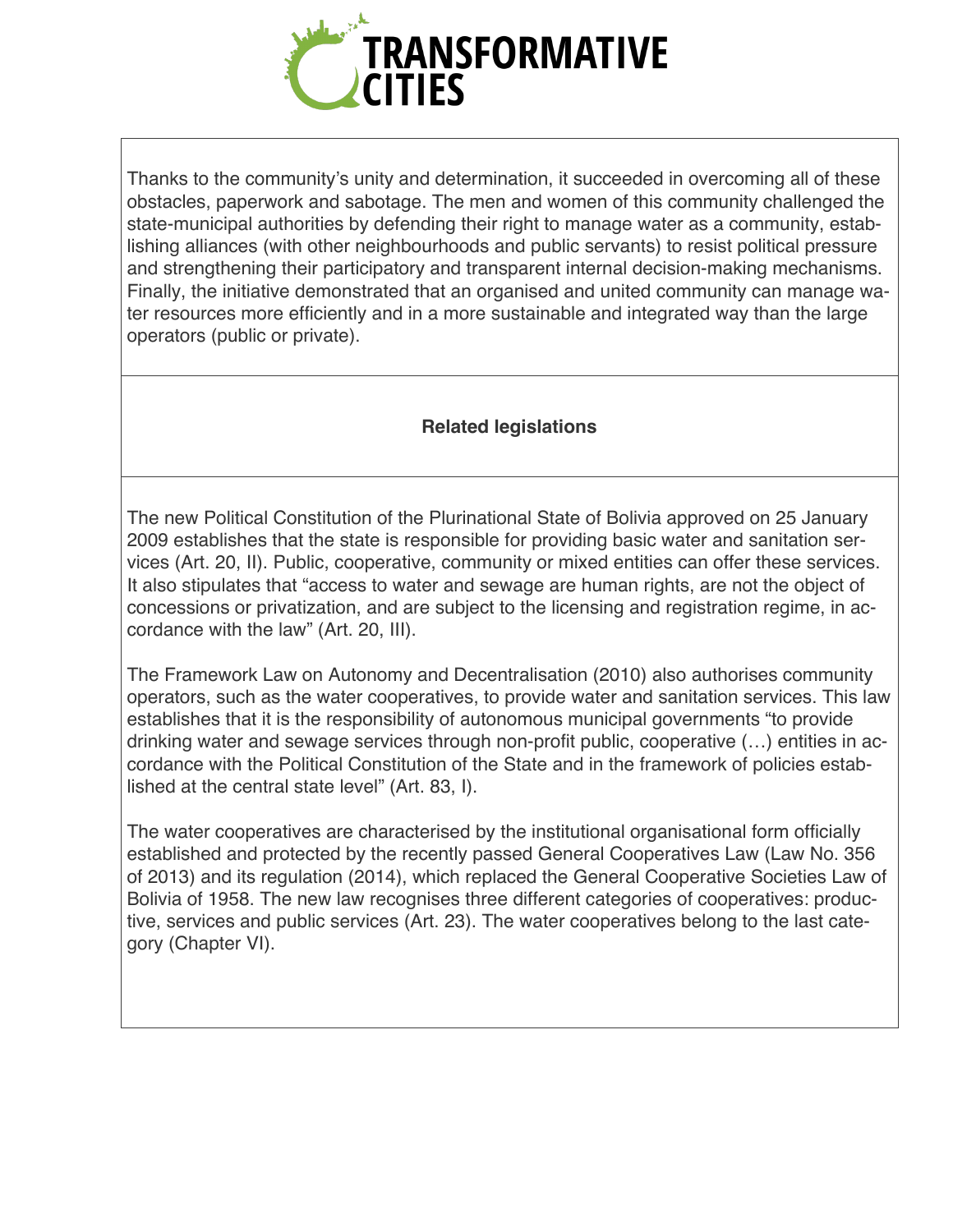Thanks to the community's unity and determination, it succeeded in overcoming all of these obstacles, paperwork and sabotage. The men and women of this community challenged the state-municipal authorities by defending their right to manage water as a community, establishing alliances (with other neighbourhoods and public servants) to resist political pressure and strengthening their participatory and transparent internal decision-making mechanisms. Finally, the initiative demonstrated that an organised and united community can manage water resources more efficiently and in a more sustainable and integrated way than the large operators (public or private).

## Related legislations

The new Political Constitution of the Plurinational State of Bolivia approved on 25 January 2009 establishes that the state is responsible for providing basic water and sanitation services (Art. 20, II). Public, cooperative, community or mixed entities can offer these services. It also stipulates that "access to water and sewage are human rights, are not the object of concessions or privatization, and are subject to the licensing and registration regime, in accordance with the law" (Art. 20, III).

The Framework Law on Autonomy and Decentralisation (2010) also authorises community operators, such as the water cooperatives, to provide water and sanitation services. This law establishes that it is the responsibility of autonomous municipal governments "to provide drinking water and sewage services through non-profit public, cooperative (…) entities in accordance with the Political Constitution of the State and in the framework of policies established at the central state level" (Art. 83, I).

The water cooperatives are characterised by the institutional organisational form officially established and protected by the recently passed General Cooperatives Law (Law No. 356 of 2013) and its regulation (2014), which replaced the General Cooperative Societies Law of Bolivia of 1958. The new law recognises three different categories of cooperatives: productive, services and public services (Art. 23). The water cooperatives belong to the last category (Chapter VI).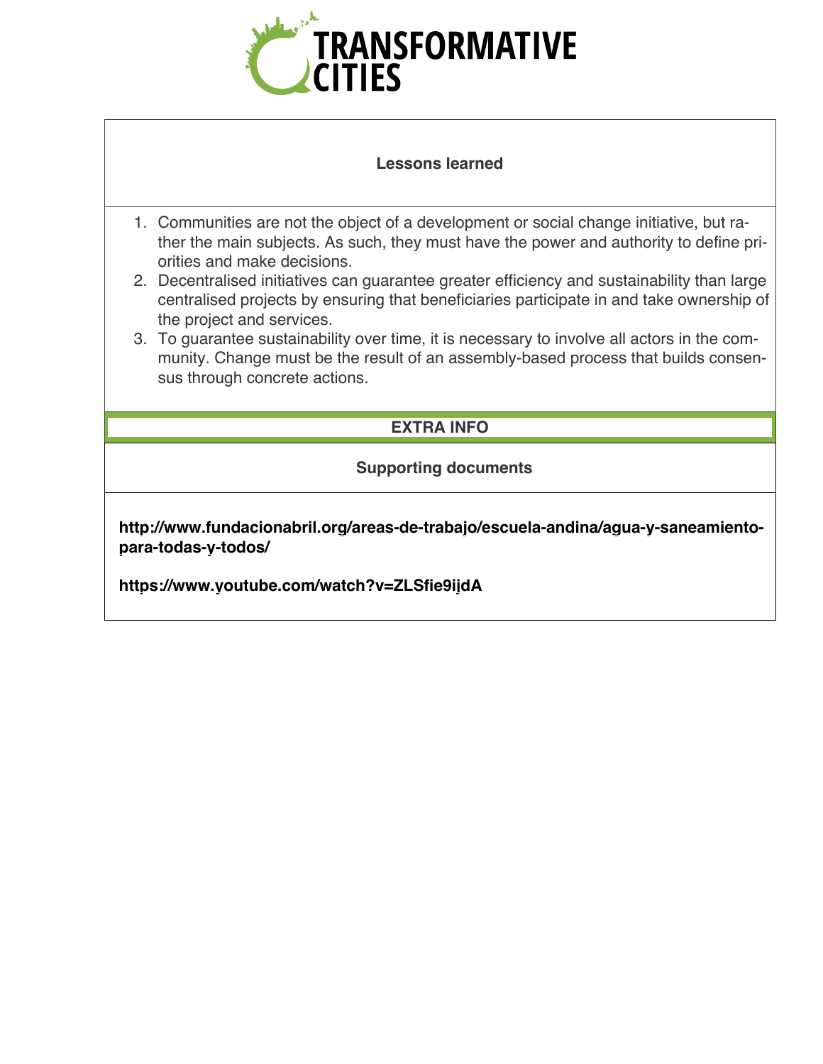### Lessons learned

1. Communities are not the object of a development or social change initiative, but rather the main subjects. As such, they must have the power and authority to define priorities and make decisions.
2. Decentralised initiatives can guarantee greater efficiency and sustainability than large centralised projects by ensuring that beneficiaries participate in and take ownership of the project and services.
3. To guarantee sustainability over time, it is necessary to involve all actors in the community. Change must be the result of an assembly-based process that builds consensus through concrete actions.

## EXTRA INFO

### Supporting documents

**http://www.fundacionabril.org/areas-de-trabajo/escuela-andina/agua-y-saneamiento-para-todas-y-todos/**

**https://www.youtube.com/watch?v=ZLSfie9ijdA**